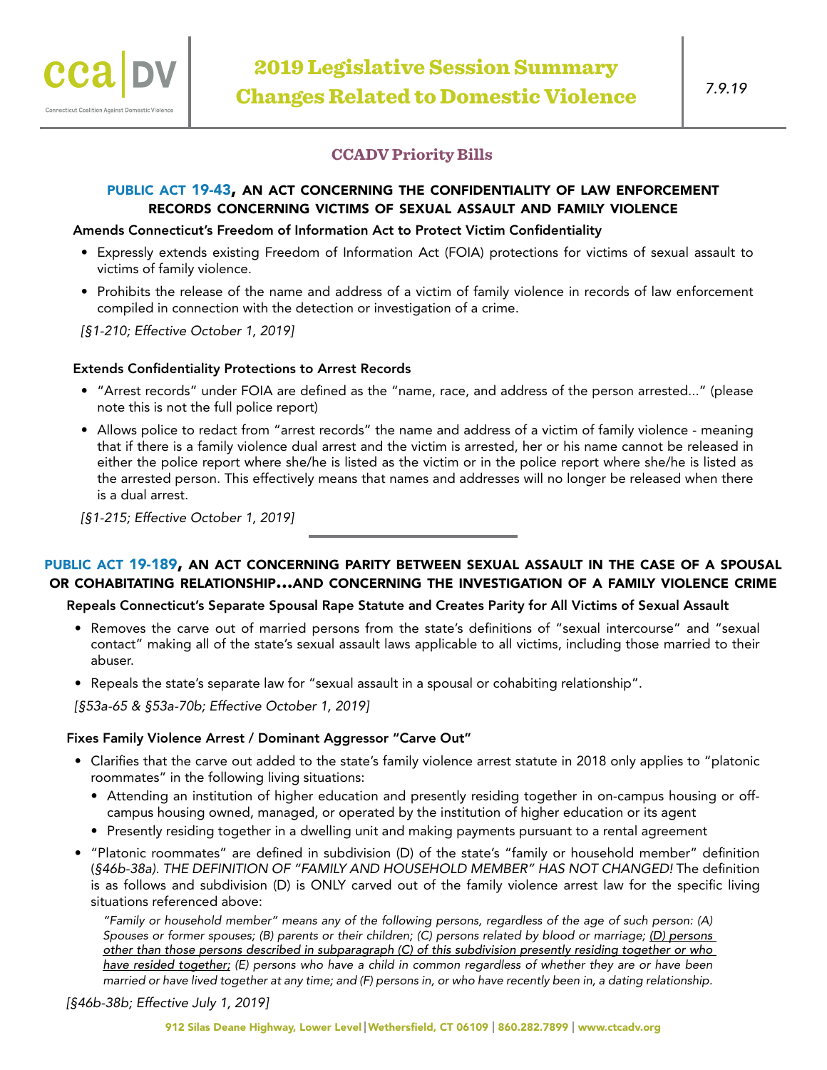# 2019 Legislative Session Summary
# Changes Related to Domestic Violence

*7.9.19*

## CCADV Priority Bills

### PUBLIC ACT 19-43, AN ACT CONCERNING THE CONFIDENTIALITY OF LAW ENFORCEMENT RECORDS CONCERNING VICTIMS OF SEXUAL ASSAULT AND FAMILY VIOLENCE

**Amends Connecticut's Freedom of Information Act to Protect Victim Confidentiality**

- Expressly extends existing Freedom of Information Act (FOIA) protections for victims of sexual assault to victims of family violence.
- Prohibits the release of the name and address of a victim of family violence in records of law enforcement compiled in connection with the detection or investigation of a crime.

*[§1-210; Effective October 1, 2019]*

**Extends Confidentiality Protections to Arrest Records**

- "Arrest records" under FOIA are defined as the "name, race, and address of the person arrested…" (please note this is not the full police report)
- Allows police to redact from "arrest records" the name and address of a victim of family violence - meaning that if there is a family violence dual arrest and the victim is arrested, her or his name cannot be released in either the police report where she/he is listed as the victim or in the police report where she/he is listed as the arrested person. This effectively means that names and addresses will no longer be released when there is a dual arrest.

*[§1-215; Effective October 1, 2019]*

---

### PUBLIC ACT 19-189, AN ACT CONCERNING PARITY BETWEEN SEXUAL ASSAULT IN THE CASE OF A SPOUSAL OR COHABITATING RELATIONSHIP…AND CONCERNING THE INVESTIGATION OF A FAMILY VIOLENCE CRIME

**Repeals Connecticut's Separate Spousal Rape Statute and Creates Parity for All Victims of Sexual Assault**

- Removes the carve out of married persons from the state's definitions of "sexual intercourse" and "sexual contact" making all of the state's sexual assault laws applicable to all victims, including those married to their abuser.
- Repeals the state's separate law for "sexual assault in a spousal or cohabiting relationship".

*[§53a-65 & §53a-70b; Effective October 1, 2019]*

**Fixes Family Violence Arrest / Dominant Aggressor "Carve Out"**

- Clarifies that the carve out added to the state's family violence arrest statute in 2018 only applies to "platonic roommates" in the following living situations:
  - Attending an institution of higher education and presently residing together in on-campus housing or off-campus housing owned, managed, or operated by the institution of higher education or its agent
  - Presently residing together in a dwelling unit and making payments pursuant to a rental agreement
- "Platonic roommates" are defined in subdivision (D) of the state's "family or household member" definition (*§46b-38a). THE DEFINITION OF "FAMILY AND HOUSEHOLD MEMBER" HAS NOT CHANGED!* The definition is as follows and subdivision (D) is ONLY carved out of the family violence arrest law for the specific living situations referenced above:

  *"Family or household member" means any of the following persons, regardless of the age of such person: (A) Spouses or former spouses; (B) parents or their children; (C) persons related by blood or marriage; <u>(D) persons other than those persons described in subparagraph (C) of this subdivision presently residing together or who have resided together;</u> (E) persons who have a child in common regardless of whether they are or have been married or have lived together at any time; and (F) persons in, or who have recently been in, a dating relationship.*

*[§46b-38b; Effective July 1, 2019]*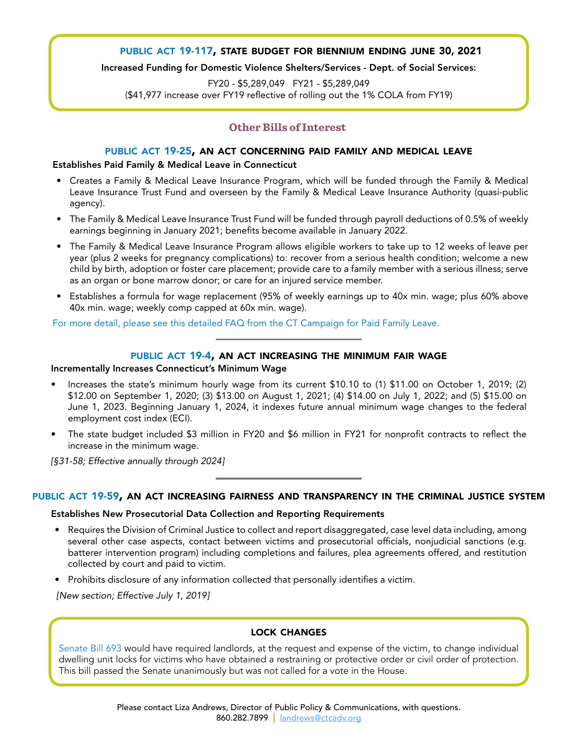## PUBLIC ACT 19-117, STATE BUDGET FOR BIENNIUM ENDING JUNE 30, 2021

**Increased Funding for Domestic Violence Shelters/Services - Dept. of Social Services:**

FY20 - $5,289,049 FY21 - $5,289,049
($41,977 increase over FY19 reflective of rolling out the 1% COLA from FY19)

# Other Bills of Interest

## PUBLIC ACT 19-25, AN ACT CONCERNING PAID FAMILY AND MEDICAL LEAVE

**Establishes Paid Family & Medical Leave in Connecticut**

- Creates a Family & Medical Leave Insurance Program, which will be funded through the Family & Medical Leave Insurance Trust Fund and overseen by the Family & Medical Leave Insurance Authority (quasi-public agency).
- The Family & Medical Leave Insurance Trust Fund will be funded through payroll deductions of 0.5% of weekly earnings beginning in January 2021; benefits become available in January 2022.
- The Family & Medical Leave Insurance Program allows eligible workers to take up to 12 weeks of leave per year (plus 2 weeks for pregnancy complications) to: recover from a serious health condition; welcome a new child by birth, adoption or foster care placement; provide care to a family member with a serious illness; serve as an organ or bone marrow donor; or care for an injured service member.
- Establishes a formula for wage replacement (95% of weekly earnings up to 40x min. wage; plus 60% above 40x min. wage; weekly comp capped at 60x min. wage).

For more detail, please see this detailed FAQ from the CT Campaign for Paid Family Leave.

---

## PUBLIC ACT 19-4, AN ACT INCREASING THE MINIMUM FAIR WAGE

**Incrementally Increases Connecticut's Minimum Wage**

- Increases the state's minimum hourly wage from its current $10.10 to (1) $11.00 on October 1, 2019; (2) $12.00 on September 1, 2020; (3) $13.00 on August 1, 2021; (4) $14.00 on July 1, 2022; and (5) $15.00 on June 1, 2023. Beginning January 1, 2024, it indexes future annual minimum wage changes to the federal employment cost index (ECI).
- The state budget included $3 million in FY20 and $6 million in FY21 for nonprofit contracts to reflect the increase in the minimum wage.

*[§31-58; Effective annually through 2024]*

---

## PUBLIC ACT 19-59, AN ACT INCREASING FAIRNESS AND TRANSPARENCY IN THE CRIMINAL JUSTICE SYSTEM

**Establishes New Prosecutorial Data Collection and Reporting Requirements**

- Requires the Division of Criminal Justice to collect and report disaggregated, case level data including, among several other case aspects, contact between victims and prosecutorial officials, nonjudicial sanctions (e.g. batterer intervention program) including completions and failures, plea agreements offered, and restitution collected by court and paid to victim.
- Prohibits disclosure of any information collected that personally identifies a victim.

*[New section; Effective July 1, 2019]*

## LOCK CHANGES

Senate Bill 693 would have required landlords, at the request and expense of the victim, to change individual dwelling unit locks for victims who have obtained a restraining or protective order or civil order of protection. This bill passed the Senate unanimously but was not called for a vote in the House.

Please contact Liza Andrews, Director of Public Policy & Communications, with questions.
860.282.7899 | landrews@ctcadv.org